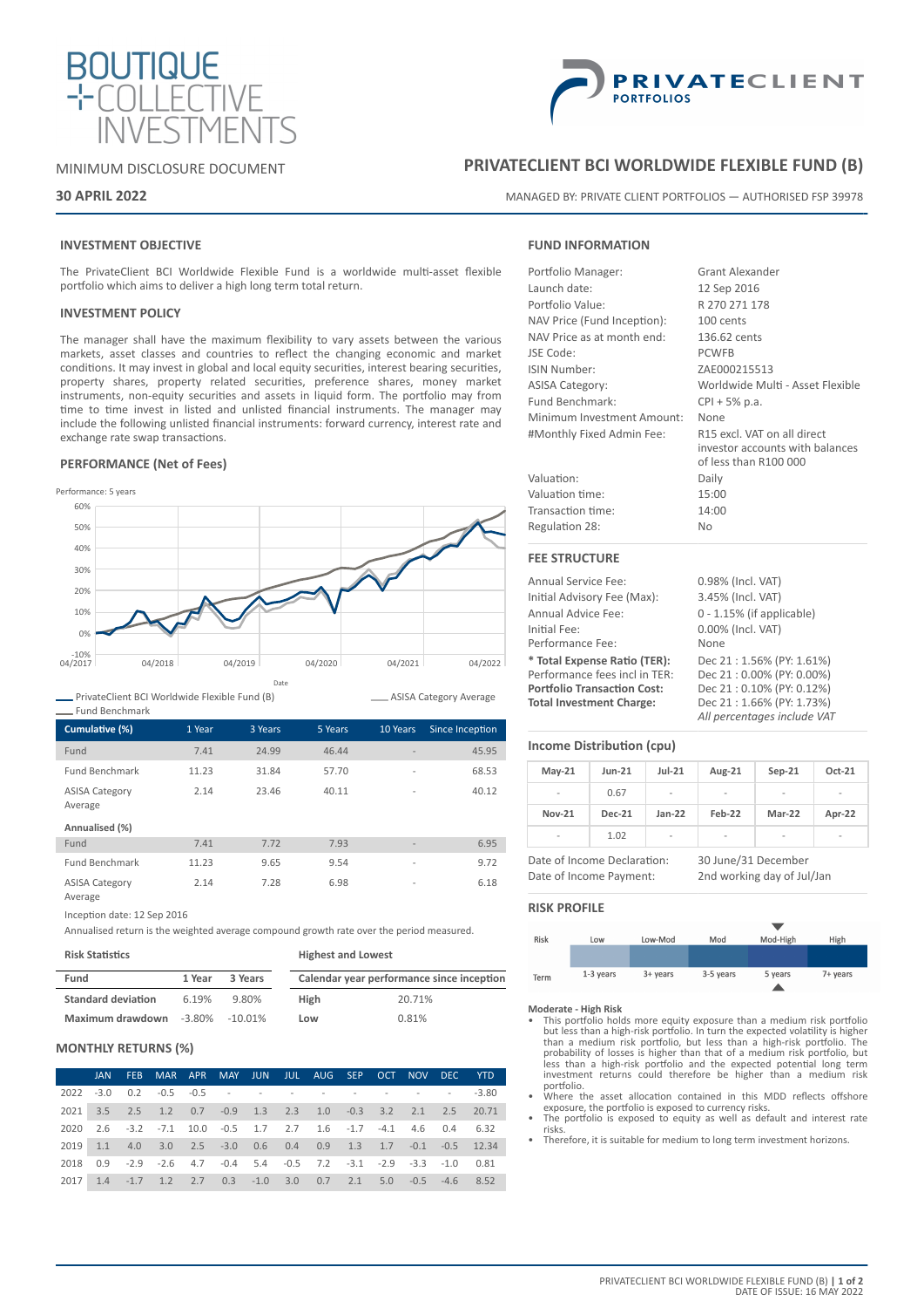# BOUTIQUE COLLECTIVE INVESTMENTS

# PRIVATECLIENT PORTFOLIOS

MINIMUM DISCLOSURE DOCUMENT

**30 APRIL 2022**

## PRIVATECLIENT BCI WORLDWIDE FLEXIBLE FUND (B)

MANAGED BY: PRIVATE CLIENT PORTFOLIOS — AUTHORISED FSP 39978

### INVESTMENT OBJECTIVE

The PrivateClient BCI Worldwide Flexible Fund is a worldwide multi-asset flexible portfolio which aims to deliver a high long term total return.

### INVESTMENT POLICY

The manager shall have the maximum flexibility to vary assets between the various markets, asset classes and countries to reflect the changing economic and market conditions. It may invest in global and local equity securities, interest bearing securities, property shares, property related securities, preference shares, money market instruments, non-equity securities and assets in liquid form. The portfolio may from time to time invest in listed and unlisted financial instruments. The manager may include the following unlisted financial instruments: forward currency, interest rate and exchange rate swap transactions.

### PERFORMANCE (Net of Fees)

Performance: 5 years

Legend: PrivateClient BCI Worldwide Flexible Fund (B); ASISA Category Average; Fund Benchmark

| Cumulative (%) | 1 Year | 3 Years | 5 Years | 10 Years | Since Inception |
|---|---|---|---|---|---|
| Fund | 7.41 | 24.99 | 46.44 | - | 45.95 |
| Fund Benchmark | 11.23 | 31.84 | 57.70 | - | 68.53 |
| ASISA Category Average | 2.14 | 23.46 | 40.11 | - | 40.12 |
| **Annualised (%)** | | | | | |
| Fund | 7.41 | 7.72 | 7.93 | - | 6.95 |
| Fund Benchmark | 11.23 | 9.65 | 9.54 | - | 9.72 |
| ASISA Category Average | 2.14 | 7.28 | 6.98 | - | 6.18 |

Inception date: 12 Sep 2016

Annualised return is the weighted average compound growth rate over the period measured.

**Risk Statistics**

| Fund | 1 Year | 3 Years |
|---|---|---|
| **Standard deviation** | 6.19% | 9.80% |
| **Maximum drawdown** | -3.80% | -10.01% |

**Highest and Lowest**

| Calendar year performance since inception | |
|---|---|
| **High** | 20.71% |
| **Low** | 0.81% |

### MONTHLY RETURNS (%)

| | JAN | FEB | MAR | APR | MAY | JUN | JUL | AUG | SEP | OCT | NOV | DEC | YTD |
|---|---|---|---|---|---|---|---|---|---|---|---|---|---|
| 2022 | -3.0 | 0.2 | -0.5 | -0.5 | - | - | - | - | - | - | - | - | -3.80 |
| 2021 | 3.5 | 2.5 | 1.2 | 0.7 | -0.9 | 1.3 | 2.3 | 1.0 | -0.3 | 3.2 | 2.1 | 2.5 | 20.71 |
| 2020 | 2.6 | -3.2 | -7.1 | 10.0 | -0.5 | 1.7 | 2.7 | 1.6 | -1.7 | -4.1 | 4.6 | 0.4 | 6.32 |
| 2019 | 1.1 | 4.0 | 3.0 | 2.5 | -3.0 | 0.6 | 0.4 | 0.9 | 1.3 | 1.7 | -0.1 | -0.5 | 12.34 |
| 2018 | 0.9 | -2.9 | -2.6 | 4.7 | -0.4 | 5.4 | -0.5 | 7.2 | -3.1 | -2.9 | -3.3 | -1.0 | 0.81 |
| 2017 | 1.4 | -1.7 | 1.2 | 2.7 | 0.3 | -1.0 | 3.0 | 0.7 | 2.1 | 5.0 | -0.5 | -4.6 | 8.52 |

### FUND INFORMATION

| | |
|---|---|
| Portfolio Manager: | Grant Alexander |
| Launch date: | 12 Sep 2016 |
| Portfolio Value: | R 270 271 178 |
| NAV Price (Fund Inception): | 100 cents |
| NAV Price as at month end: | 136.62 cents |
| JSE Code: | PCWFB |
| ISIN Number: | ZAE000215513 |
| ASISA Category: | Worldwide Multi - Asset Flexible |
| Fund Benchmark: | CPI + 5% p.a. |
| Minimum Investment Amount: | None |
| #Monthly Fixed Admin Fee: | R15 excl. VAT on all direct investor accounts with balances of less than R100 000 |
| Valuation: | Daily |
| Valuation time: | 15:00 |
| Transaction time: | 14:00 |
| Regulation 28: | No |

### FEE STRUCTURE

| | |
|---|---|
| Annual Service Fee: | 0.98% (Incl. VAT) |
| Initial Advisory Fee (Max): | 3.45% (Incl. VAT) |
| Annual Advice Fee: | 0 - 1.15% (if applicable) |
| Initial Fee: | 0.00% (Incl. VAT) |
| Performance Fee: | None |
| **\* Total Expense Ratio (TER):** | Dec 21 : 1.56% (PY: 1.61%) |
| Performance fees incl in TER: | Dec 21 : 0.00% (PY: 0.00%) |
| **Portfolio Transaction Cost:** | Dec 21 : 0.10% (PY: 0.12%) |
| **Total Investment Charge:** | Dec 21 : 1.66% (PY: 1.73%) |

*All percentages include VAT*

### Income Distribution (cpu)

| May-21 | Jun-21 | Jul-21 | Aug-21 | Sep-21 | Oct-21 |
|---|---|---|---|---|---|
| - | 0.67 | - | - | - | - |
| **Nov-21** | **Dec-21** | **Jan-22** | **Feb-22** | **Mar-22** | **Apr-22** |
| - | 1.02 | - | - | - | - |

| | |
|---|---|
| Date of Income Declaration: | 30 June/31 December |
| Date of Income Payment: | 2nd working day of Jul/Jan |

### RISK PROFILE

| Risk | Low | Low-Mod | Mod | Mod-High | High |
|---|---|---|---|---|---|
| Term | 1-3 years | 3+ years | 3-5 years | 5 years | 7+ years |

**Moderate - High Risk**

- This portfolio holds more equity exposure than a medium risk portfolio but less than a high-risk portfolio. In turn the expected volatility is higher than a medium risk portfolio, but less than a high-risk portfolio. The probability of losses is higher than that of a medium risk portfolio, but less than a high-risk portfolio and the expected potential long term investment returns could therefore be higher than a medium risk portfolio.
- Where the asset allocation contained in this MDD reflects offshore exposure, the portfolio is exposed to currency risks.
- The portfolio is exposed to equity as well as default and interest rate risks.
- Therefore, it is suitable for medium to long term investment horizons.

DATE OF ISSUE: 16 MAY 2022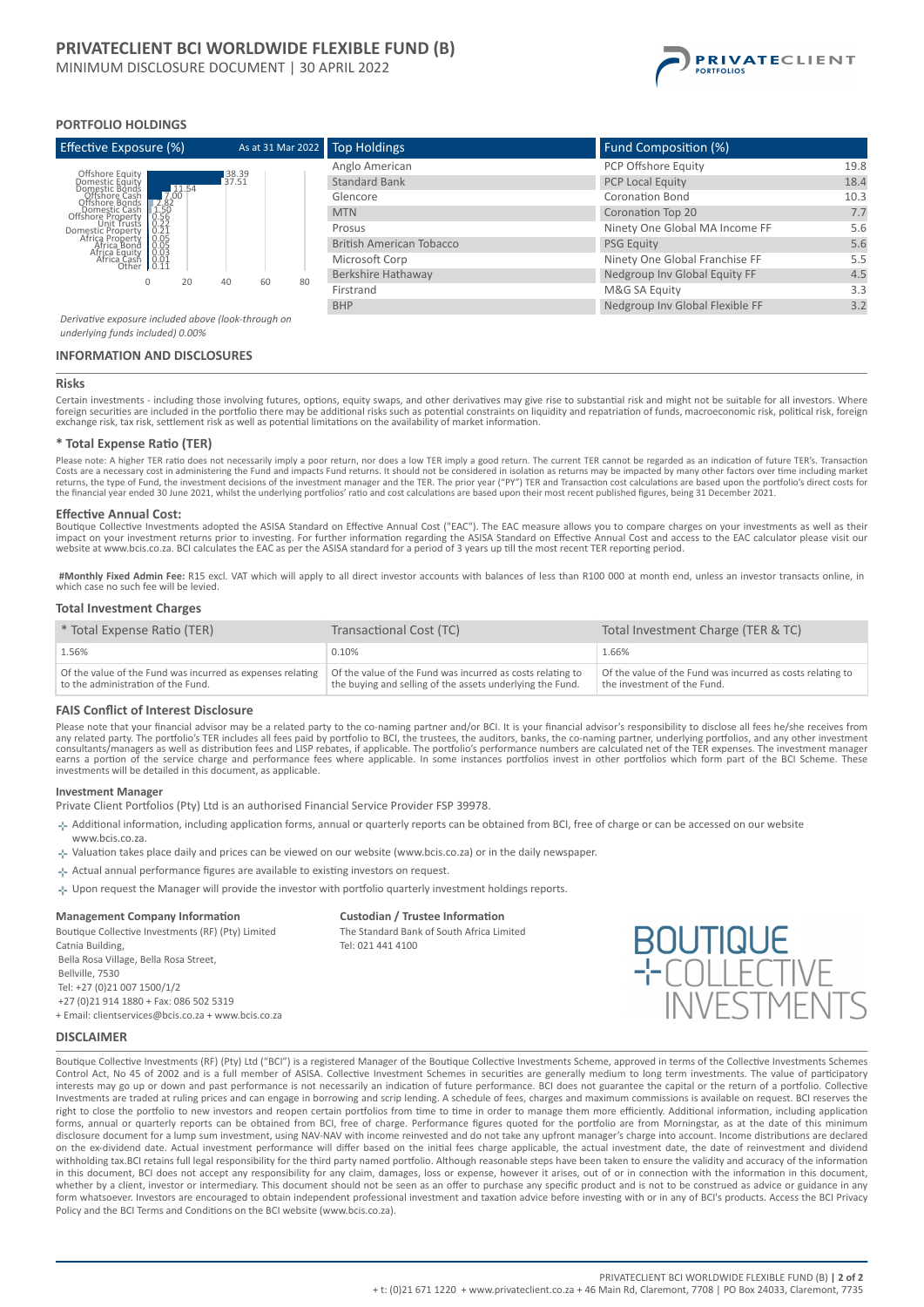# PRIVATECLIENT BCI WORLDWIDE FLEXIBLE FUND (B)

MINIMUM DISCLOSURE DOCUMENT | 30 APRIL 2022

## PORTFOLIO HOLDINGS

### Effective Exposure (%)

As at 31 Mar 2022

Offshore Equity 38.39
Domestic Equity 37.51
Domestic Bonds 11.54
Offshore Cash 7.00
Offshore Bonds 2.82
Domestic Cash 1.50
Offshore Property 0.56
Unit Trusts 0.22
Domestic Property 0.21
Africa Property 0.05
Africa Bond 0.05
Africa Equity 0.03
Africa Cash 0.01
Other 0.11

0 20 40 60 80

*Derivative exposure included above (look-through on underlying funds included) 0.00%*

| Top Holdings |
|---|
| Anglo American |
| Standard Bank |
| Glencore |
| MTN |
| Prosus |
| British American Tobacco |
| Microsoft Corp |
| Berkshire Hathaway |
| Firstrand |
| BHP |

| Fund Composition (%) | |
|---|---|
| PCP Offshore Equity | 19.8 |
| PCP Local Equity | 18.4 |
| Coronation Bond | 10.3 |
| Coronation Top 20 | 7.7 |
| Ninety One Global MA Income FF | 5.6 |
| PSG Equity | 5.6 |
| Ninety One Global Franchise FF | 5.5 |
| Nedgroup Inv Global Equity FF | 4.5 |
| M&G SA Equity | 3.3 |
| Nedgroup Inv Global Flexible FF | 3.2 |

## INFORMATION AND DISCLOSURES

### Risks

Certain investments - including those involving futures, options, equity swaps, and other derivatives may give rise to substantial risk and might not be suitable for all investors. Where foreign securities are included in the portfolio there may be additional risks such as potential constraints on liquidity and repatriation of funds, macroeconomic risk, political risk, foreign exchange risk, tax risk, settlement risk as well as potential limitations on the availability of market information.

### * Total Expense Ratio (TER)

Please note: A higher TER ratio does not necessarily imply a poor return, nor does a low TER imply a good return. The current TER cannot be regarded as an indication of future TER's. Transaction Costs are a necessary cost in administering the Fund and impacts Fund returns. It should not be considered in isolation as returns may be impacted by many other factors over time including market returns, the type of Fund, the investment decisions of the investment manager and the TER. The prior year ("PY") TER and Transaction cost calculations are based upon the portfolio's direct costs for the financial year ended 30 June 2021, whilst the underlying portfolios' ratio and cost calculations are based upon their most recent published figures, being 31 December 2021.

### Effective Annual Cost:

Boutique Collective Investments adopted the ASISA Standard on Effective Annual Cost ("EAC"). The EAC measure allows you to compare charges on your investments as well as their impact on your investment returns prior to investing. For further information regarding the ASISA Standard on Effective Annual Cost and access to the EAC calculator please visit our website at www.bcis.co.za. BCI calculates the EAC as per the ASISA standard for a period of 3 years up till the most recent TER reporting period.

**#Monthly Fixed Admin Fee:** R15 excl. VAT which will apply to all direct investor accounts with balances of less than R100 000 at month end, unless an investor transacts online, in which case no such fee will be levied.

### Total Investment Charges

| * Total Expense Ratio (TER) | Transactional Cost (TC) | Total Investment Charge (TER & TC) |
|---|---|---|
| 1.56% | 0.10% | 1.66% |
| Of the value of the Fund was incurred as expenses relating to the administration of the Fund. | Of the value of the Fund was incurred as costs relating to the buying and selling of the assets underlying the Fund. | Of the value of the Fund was incurred as costs relating to the investment of the Fund. |

### FAIS Conflict of Interest Disclosure

Please note that your financial advisor may be a related party to the co-naming partner and/or BCI. It is your financial advisor's responsibility to disclose all fees he/she receives from any related party. The portfolio's TER includes all fees paid by portfolio to BCI, the trustees, the auditors, banks, the co-naming partner, underlying portfolios, and any other investment consultants/managers as well as distribution fees and LISP rebates, if applicable. The portfolio's performance numbers are calculated net of the TER expenses. The investment manager earns a portion of the service charge and performance fees where applicable. In some instances portfolios invest in other portfolios which form part of the BCI Scheme. These investments will be detailed in this document, as applicable.

#### Investment Manager

Private Client Portfolios (Pty) Ltd is an authorised Financial Service Provider FSP 39978.

- Additional information, including application forms, annual or quarterly reports can be obtained from BCI, free of charge or can be accessed on our website www.bcis.co.za.
- Valuation takes place daily and prices can be viewed on our website (www.bcis.co.za) or in the daily newspaper.
- Actual annual performance figures are available to existing investors on request.
- Upon request the Manager will provide the investor with portfolio quarterly investment holdings reports.

#### Management Company Information

Boutique Collective Investments (RF) (Pty) Limited
Catnia Building,
Bella Rosa Village, Bella Rosa Street,
Bellville, 7530
Tel: +27 (0)21 007 1500/1/2
+27 (0)21 914 1880 + Fax: 086 502 5319
+ Email: clientservices@bcis.co.za + www.bcis.co.za

#### Custodian / Trustee Information

The Standard Bank of South Africa Limited
Tel: 021 441 4100

## DISCLAIMER

Boutique Collective Investments (RF) (Pty) Ltd ("BCI") is a registered Manager of the Boutique Collective Investments Scheme, approved in terms of the Collective Investments Schemes Control Act, No 45 of 2002 and is a full member of ASISA. Collective Investment Schemes in securities are generally medium to long term investments. The value of participatory interests may go up or down and past performance is not necessarily an indication of future performance. BCI does not guarantee the capital or the return of a portfolio. Collective Investments are traded at ruling prices and can engage in borrowing and scrip lending. A schedule of fees, charges and maximum commissions is available on request. BCI reserves the right to close the portfolio to new investors and reopen certain portfolios from time to time in order to manage them more efficiently. Additional information, including application forms, annual or quarterly reports can be obtained from BCI, free of charge. Performance figures quoted for the portfolio are from Morningstar, as at the date of this minimum disclosure document for a lump sum investment, using NAV-NAV with income reinvested and do not take any upfront manager's charge into account. Income distributions are declared on the ex-dividend date. Actual investment performance will differ based on the initial fees charge applicable, the actual investment date, the date of reinvestment and dividend withholding tax.BCI retains full legal responsibility for the third party named portfolio. Although reasonable steps have been taken to ensure the validity and accuracy of the information in this document, BCI does not accept any responsibility for any claim, damages, loss or expense, however it arises, out of or in connection with the information in this document, whether by a client, investor or intermediary. This document should not be seen as an offer to purchase any specific product and is not to be construed as advice or guidance in any form whatsoever. Investors are encouraged to obtain independent professional investment and taxation advice before investing with or in any of BCI's products. Access the BCI Privacy Policy and the BCI Terms and Conditions on the BCI website (www.bcis.co.za).

+ t: (0)21 671 1220 + www.privateclient.co.za + 46 Main Rd, Claremont, 7708 | PO Box 24033, Claremont, 7735